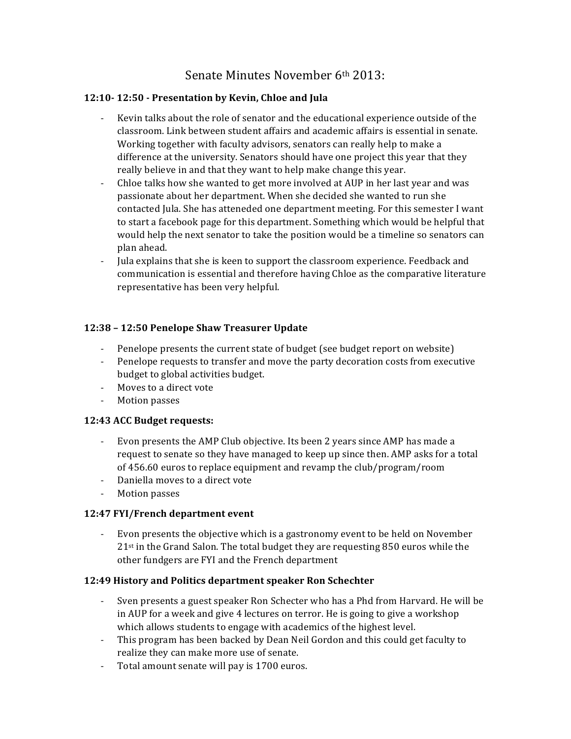# Senate Minutes November 6th 2013:

### 12:10- 12:50 - Presentation by Kevin, Chloe and Jula

- Kevin talks about the role of senator and the educational experience outside of the classroom. Link between student affairs and academic affairs is essential in senate. Working together with faculty advisors, senators can really help to make a difference at the university. Senators should have one project this year that they really believe in and that they want to help make change this year.
- Chloe talks how she wanted to get more involved at AUP in her last year and was passionate about her department. When she decided she wanted to run she contacted Jula. She has atteneded one department meeting. For this semester I want to start a facebook page for this department. Something which would be helpful that would help the next senator to take the position would be a timeline so senators can plan ahead.
- Jula explains that she is keen to support the classroom experience. Feedback and communication is essential and therefore having Chloe as the comparative literature representative has been very helpful.

### 12:38 – 12:50 Penelope Shaw Treasurer Update

- Penelope presents the current state of budget (see budget report on website)
- Penelope requests to transfer and move the party decoration costs from executive budget to global activities budget.
- Moves to a direct vote
- Motion passes

### 12:43 ACC Budget requests:

- Evon presents the AMP Club objective. Its been 2 years since AMP has made a request to senate so they have managed to keep up since then. AMP asks for a total of 456.60 euros to replace equipment and revamp the club/program/room
- Daniella moves to a direct vote
- Motion passes

### 12:47 FYI/French department event

- Evon presents the objective which is a gastronomy event to be held on November 21st in the Grand Salon. The total budget they are requesting 850 euros while the other fundgers are FYI and the French department

### 12:49 History and Politics department speaker Ron Schechter

- Sven presents a guest speaker Ron Schecter who has a Phd from Harvard. He will be in AUP for a week and give 4 lectures on terror. He is going to give a workshop which allows students to engage with academics of the highest level.
- This program has been backed by Dean Neil Gordon and this could get faculty to realize they can make more use of senate.
- Total amount senate will pay is 1700 euros.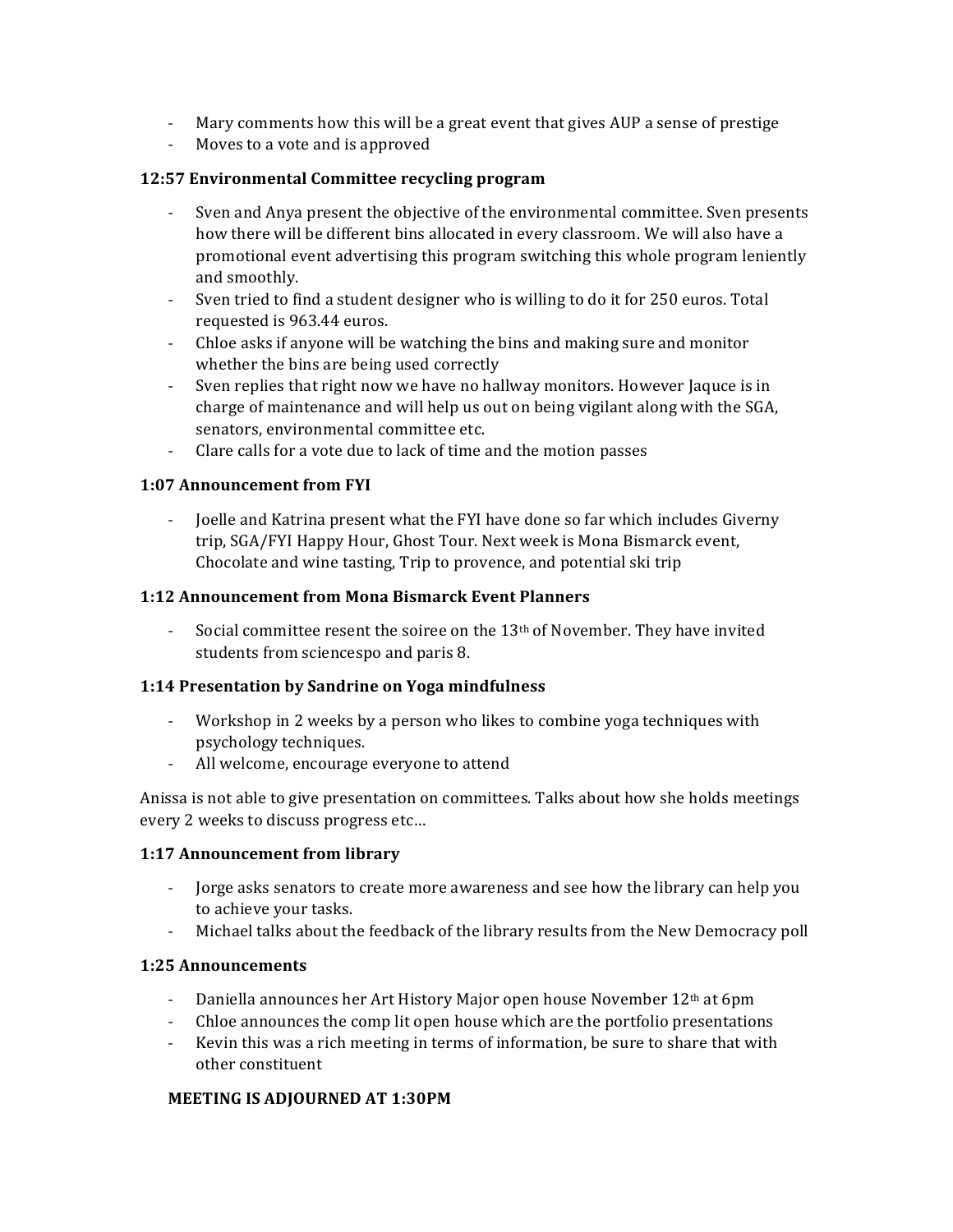- Mary comments how this will be a great event that gives AUP a sense of prestige
- Moves to a vote and is approved

**12:57 Environmental Committee recycling program**

- Sven and Anya present the objective of the environmental committee. Sven presents how there will be different bins allocated in every classroom. We will also have a promotional event advertising this program switching this whole program leniently and smoothly.
- Sven tried to find a student designer who is willing to do it for 250 euros. Total requested is 963.44 euros.
- Chloe asks if anyone will be watching the bins and making sure and monitor whether the bins are being used correctly
- Sven replies that right now we have no hallway monitors. However Jaquce is in charge of maintenance and will help us out on being vigilant along with the SGA, senators, environmental committee etc.
- Clare calls for a vote due to lack of time and the motion passes

**1:07 Announcement from FYI**

- Joelle and Katrina present what the FYI have done so far which includes Giverny trip, SGA/FYI Happy Hour, Ghost Tour. Next week is Mona Bismarck event, Chocolate and wine tasting, Trip to provence, and potential ski trip

**1:12 Announcement from Mona Bismarck Event Planners**

- Social committee resent the soiree on the 13th of November. They have invited students from sciencespo and paris 8.

**1:14 Presentation by Sandrine on Yoga mindfulness**

- Workshop in 2 weeks by a person who likes to combine yoga techniques with psychology techniques.
- All welcome, encourage everyone to attend

Anissa is not able to give presentation on committees. Talks about how she holds meetings every 2 weeks to discuss progress etc…

**1:17 Announcement from library**

- Jorge asks senators to create more awareness and see how the library can help you to achieve your tasks.
- Michael talks about the feedback of the library results from the New Democracy poll

**1:25 Announcements**

- Daniella announces her Art History Major open house November 12th at 6pm
- Chloe announces the comp lit open house which are the portfolio presentations
- Kevin this was a rich meeting in terms of information, be sure to share that with other constituent

**MEETING IS ADJOURNED AT 1:30PM**